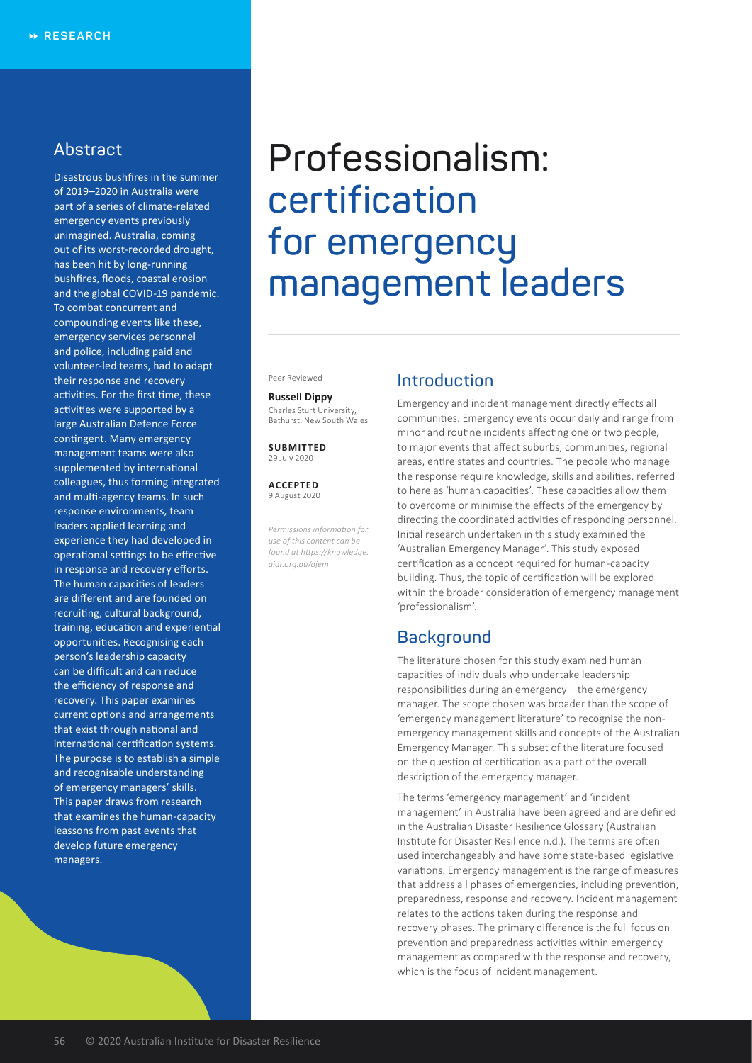# Professionalism: certification for emergency management leaders

Peer Reviewed

**Russell Dippy**
Charles Sturt University, Bathurst, New South Wales

**SUBMITTED**
29 July 2020

**ACCEPTED**
9 August 2020

*Permissions information for use of this content can be found at https://knowledge.aidr.org.au/ajem*

## Abstract

Disastrous bushfires in the summer of 2019–2020 in Australia were part of a series of climate-related emergency events previously unimagined. Australia, coming out of its worst-recorded drought, has been hit by long-running bushfires, floods, coastal erosion and the global COVID-19 pandemic. To combat concurrent and compounding events like these, emergency services personnel and police, including paid and volunteer-led teams, had to adapt their response and recovery activities. For the first time, these activities were supported by a large Australian Defence Force contingent. Many emergency management teams were also supplemented by international colleagues, thus forming integrated and multi-agency teams. In such response environments, team leaders applied learning and experience they had developed in operational settings to be effective in response and recovery efforts. The human capacities of leaders are different and are founded on recruiting, cultural background, training, education and experiential opportunities. Recognising each person's leadership capacity can be difficult and can reduce the efficiency of response and recovery. This paper examines current options and arrangements that exist through national and international certification systems. The purpose is to establish a simple and recognisable understanding of emergency managers' skills. This paper draws from research that examines the human-capacity leassons from past events that develop future emergency managers.

## Introduction

Emergency and incident management directly effects all communities. Emergency events occur daily and range from minor and routine incidents affecting one or two people, to major events that affect suburbs, communities, regional areas, entire states and countries. The people who manage the response require knowledge, skills and abilities, referred to here as 'human capacities'. These capacities allow them to overcome or minimise the effects of the emergency by directing the coordinated activities of responding personnel. Initial research undertaken in this study examined the 'Australian Emergency Manager'. This study exposed certification as a concept required for human-capacity building. Thus, the topic of certification will be explored within the broader consideration of emergency management 'professionalism'.

## Background

The literature chosen for this study examined human capacities of individuals who undertake leadership responsibilities during an emergency – the emergency manager. The scope chosen was broader than the scope of 'emergency management literature' to recognise the non-emergency management skills and concepts of the Australian Emergency Manager. This subset of the literature focused on the question of certification as a part of the overall description of the emergency manager.

The terms 'emergency management' and 'incident management' in Australia have been agreed and are defined in the Australian Disaster Resilience Glossary (Australian Institute for Disaster Resilience n.d.). The terms are often used interchangeably and have some state-based legislative variations. Emergency management is the range of measures that address all phases of emergencies, including prevention, preparedness, response and recovery. Incident management relates to the actions taken during the response and recovery phases. The primary difference is the full focus on prevention and preparedness activities within emergency management as compared with the response and recovery, which is the focus of incident management.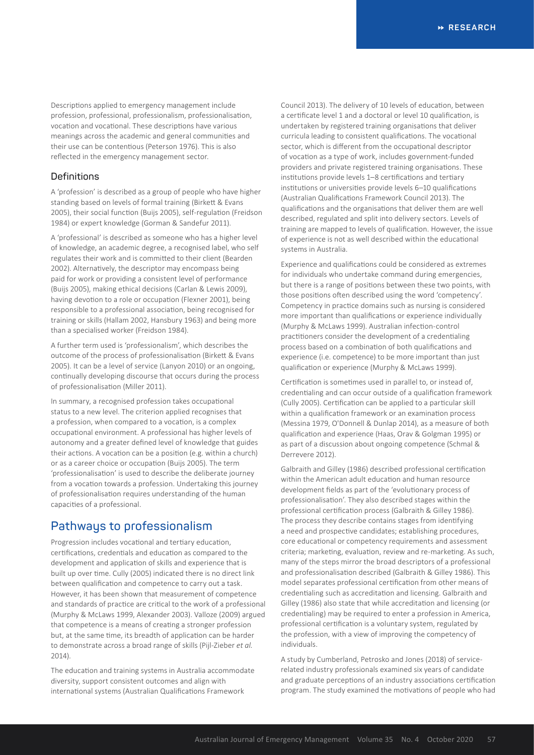Descriptions applied to emergency management include profession, professional, professionalism, professionalisation, vocation and vocational. These descriptions have various meanings across the academic and general communities and their use can be contentious (Peterson 1976). This is also reflected in the emergency management sector.

### Definitions

A 'profession' is described as a group of people who have higher standing based on levels of formal training (Birkett & Evans 2005), their social function (Buijs 2005), self-regulation (Freidson 1984) or expert knowledge (Gorman & Sandefur 2011).

A 'professional' is described as someone who has a higher level of knowledge, an academic degree, a recognised label, who self regulates their work and is committed to their client (Bearden 2002). Alternatively, the descriptor may encompass being paid for work or providing a consistent level of performance (Buijs 2005), making ethical decisions (Carlan & Lewis 2009), having devotion to a role or occupation (Flexner 2001), being responsible to a professional association, being recognised for training or skills (Hallam 2002, Hansbury 1963) and being more than a specialised worker (Freidson 1984).

A further term used is 'professionalism', which describes the outcome of the process of professionalisation (Birkett & Evans 2005). It can be a level of service (Lanyon 2010) or an ongoing, continually developing discourse that occurs during the process of professionalisation (Miller 2011).

In summary, a recognised profession takes occupational status to a new level. The criterion applied recognises that a profession, when compared to a vocation, is a complex occupational environment. A professional has higher levels of autonomy and a greater defined level of knowledge that guides their actions. A vocation can be a position (e.g. within a church) or as a career choice or occupation (Buijs 2005). The term 'professionalisation' is used to describe the deliberate journey from a vocation towards a profession. Undertaking this journey of professionalisation requires understanding of the human capacities of a professional.

## Pathways to professionalism

Progression includes vocational and tertiary education, certifications, credentials and education as compared to the development and application of skills and experience that is built up over time. Cully (2005) indicated there is no direct link between qualification and competence to carry out a task. However, it has been shown that measurement of competence and standards of practice are critical to the work of a professional (Murphy & McLaws 1999, Alexander 2003). Valloze (2009) argued that competence is a means of creating a stronger profession but, at the same time, its breadth of application can be harder to demonstrate across a broad range of skills (Pijl-Zieber *et al.* 2014).

The education and training systems in Australia accommodate diversity, support consistent outcomes and align with international systems (Australian Qualifications Framework Council 2013). The delivery of 10 levels of education, between a certificate level 1 and a doctoral or level 10 qualification, is undertaken by registered training organisations that deliver curricula leading to consistent qualifications. The vocational sector, which is different from the occupational descriptor of vocation as a type of work, includes government-funded providers and private registered training organisations. These institutions provide levels 1–8 certifications and tertiary institutions or universities provide levels 6–10 qualifications (Australian Qualifications Framework Council 2013). The qualifications and the organisations that deliver them are well described, regulated and split into delivery sectors. Levels of training are mapped to levels of qualification. However, the issue of experience is not as well described within the educational systems in Australia.

Experience and qualifications could be considered as extremes for individuals who undertake command during emergencies, but there is a range of positions between these two points, with those positions often described using the word 'competency'. Competency in practice domains such as nursing is considered more important than qualifications or experience individually (Murphy & McLaws 1999). Australian infection-control practitioners consider the development of a credentialing process based on a combination of both qualifications and experience (i.e. competence) to be more important than just qualification or experience (Murphy & McLaws 1999).

Certification is sometimes used in parallel to, or instead of, credentialing and can occur outside of a qualification framework (Cully 2005). Certification can be applied to a particular skill within a qualification framework or an examination process (Messina 1979, O'Donnell & Dunlap 2014), as a measure of both qualification and experience (Haas, Orav & Golgman 1995) or as part of a discussion about ongoing competence (Schmal & Derrevere 2012).

Galbraith and Gilley (1986) described professional certification within the American adult education and human resource development fields as part of the 'evolutionary process of professionalisation'. They also described stages within the professional certification process (Galbraith & Gilley 1986). The process they describe contains stages from identifying a need and prospective candidates; establishing procedures, core educational or competency requirements and assessment criteria; marketing, evaluation, review and re-marketing. As such, many of the steps mirror the broad descriptors of a professional and professionalisation described (Galbraith & Gilley 1986). This model separates professional certification from other means of credentialing such as accreditation and licensing. Galbraith and Gilley (1986) also state that while accreditation and licensing (or credentialing) may be required to enter a profession in America, professional certification is a voluntary system, regulated by the profession, with a view of improving the competency of individuals.

A study by Cumberland, Petrosko and Jones (2018) of service-related industry professionals examined six years of candidate and graduate perceptions of an industry associations certification program. The study examined the motivations of people who had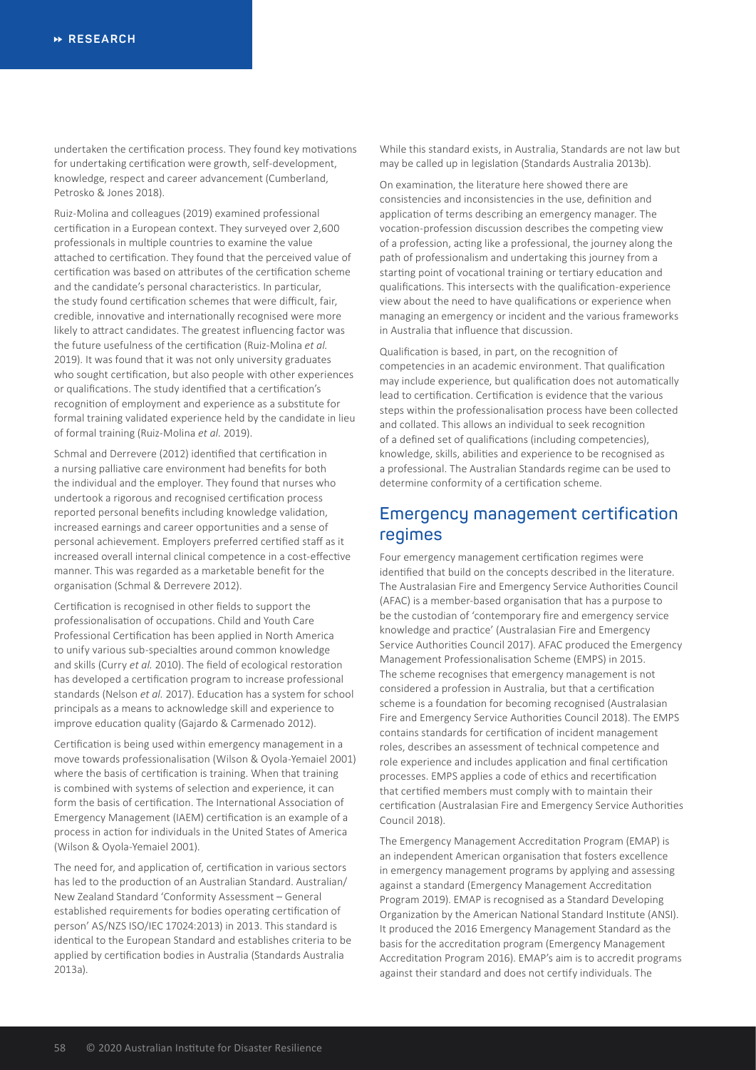undertaken the certification process. They found key motivations for undertaking certification were growth, self-development, knowledge, respect and career advancement (Cumberland, Petrosko & Jones 2018).

Ruiz-Molina and colleagues (2019) examined professional certification in a European context. They surveyed over 2,600 professionals in multiple countries to examine the value attached to certification. They found that the perceived value of certification was based on attributes of the certification scheme and the candidate's personal characteristics. In particular, the study found certification schemes that were difficult, fair, credible, innovative and internationally recognised were more likely to attract candidates. The greatest influencing factor was the future usefulness of the certification (Ruiz-Molina *et al.* 2019). It was found that it was not only university graduates who sought certification, but also people with other experiences or qualifications. The study identified that a certification's recognition of employment and experience as a substitute for formal training validated experience held by the candidate in lieu of formal training (Ruiz-Molina *et al.* 2019).

Schmal and Derrevere (2012) identified that certification in a nursing palliative care environment had benefits for both the individual and the employer. They found that nurses who undertook a rigorous and recognised certification process reported personal benefits including knowledge validation, increased earnings and career opportunities and a sense of personal achievement. Employers preferred certified staff as it increased overall internal clinical competence in a cost-effective manner. This was regarded as a marketable benefit for the organisation (Schmal & Derrevere 2012).

Certification is recognised in other fields to support the professionalisation of occupations. Child and Youth Care Professional Certification has been applied in North America to unify various sub-specialties around common knowledge and skills (Curry *et al.* 2010). The field of ecological restoration has developed a certification program to increase professional standards (Nelson *et al.* 2017). Education has a system for school principals as a means to acknowledge skill and experience to improve education quality (Gajardo & Carmenado 2012).

Certification is being used within emergency management in a move towards professionalisation (Wilson & Oyola-Yemaiel 2001) where the basis of certification is training. When that training is combined with systems of selection and experience, it can form the basis of certification. The International Association of Emergency Management (IAEM) certification is an example of a process in action for individuals in the United States of America (Wilson & Oyola-Yemaiel 2001).

The need for, and application of, certification in various sectors has led to the production of an Australian Standard. Australian/New Zealand Standard 'Conformity Assessment – General established requirements for bodies operating certification of person' AS/NZS ISO/IEC 17024:2013) in 2013. This standard is identical to the European Standard and establishes criteria to be applied by certification bodies in Australia (Standards Australia 2013a).

While this standard exists, in Australia, Standards are not law but may be called up in legislation (Standards Australia 2013b).

On examination, the literature here showed there are consistencies and inconsistencies in the use, definition and application of terms describing an emergency manager. The vocation-profession discussion describes the competing view of a profession, acting like a professional, the journey along the path of professionalism and undertaking this journey from a starting point of vocational training or tertiary education and qualifications. This intersects with the qualification-experience view about the need to have qualifications or experience when managing an emergency or incident and the various frameworks in Australia that influence that discussion.

Qualification is based, in part, on the recognition of competencies in an academic environment. That qualification may include experience, but qualification does not automatically lead to certification. Certification is evidence that the various steps within the professionalisation process have been collected and collated. This allows an individual to seek recognition of a defined set of qualifications (including competencies), knowledge, skills, abilities and experience to be recognised as a professional. The Australian Standards regime can be used to determine conformity of a certification scheme.

## Emergency management certification regimes

Four emergency management certification regimes were identified that build on the concepts described in the literature. The Australasian Fire and Emergency Service Authorities Council (AFAC) is a member-based organisation that has a purpose to be the custodian of 'contemporary fire and emergency service knowledge and practice' (Australasian Fire and Emergency Service Authorities Council 2017). AFAC produced the Emergency Management Professionalisation Scheme (EMPS) in 2015. The scheme recognises that emergency management is not considered a profession in Australia, but that a certification scheme is a foundation for becoming recognised (Australasian Fire and Emergency Service Authorities Council 2018). The EMPS contains standards for certification of incident management roles, describes an assessment of technical competence and role experience and includes application and final certification processes. EMPS applies a code of ethics and recertification that certified members must comply with to maintain their certification (Australasian Fire and Emergency Service Authorities Council 2018).

The Emergency Management Accreditation Program (EMAP) is an independent American organisation that fosters excellence in emergency management programs by applying and assessing against a standard (Emergency Management Accreditation Program 2019). EMAP is recognised as a Standard Developing Organization by the American National Standard Institute (ANSI). It produced the 2016 Emergency Management Standard as the basis for the accreditation program (Emergency Management Accreditation Program 2016). EMAP's aim is to accredit programs against their standard and does not certify individuals. The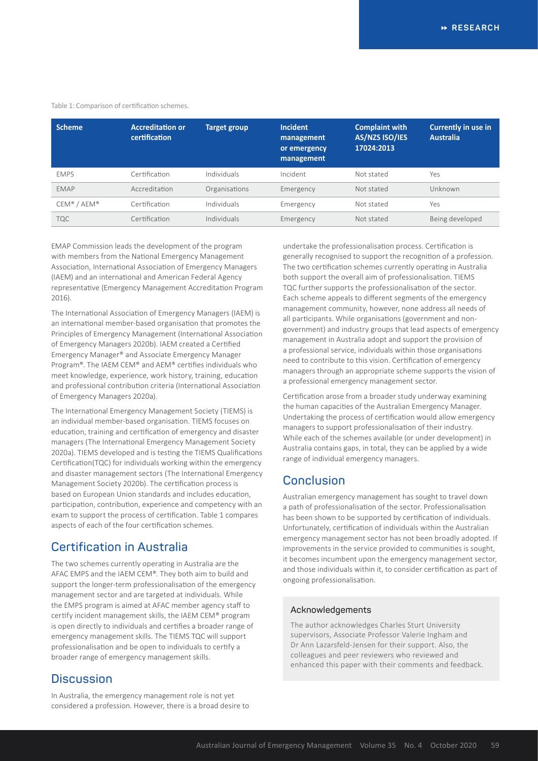Table 1: Comparison of certification schemes.

| Scheme | Accreditation or certification | Target group | Incident management or emergency management | Complaint with AS/NZS ISO/IES 17024:2013 | Currently in use in Australia |
|---|---|---|---|---|---|
| EMPS | Certification | Individuals | Incident | Not stated | Yes |
| EMAP | Accreditation | Organisations | Emergency | Not stated | Unknown |
| CEM® / AEM® | Certification | Individuals | Emergency | Not stated | Yes |
| TQC | Certification | Individuals | Emergency | Not stated | Being developed |

EMAP Commission leads the development of the program with members from the National Emergency Management Association, International Association of Emergency Managers (IAEM) and an international and American Federal Agency representative (Emergency Management Accreditation Program 2016).

The International Association of Emergency Managers (IAEM) is an international member-based organisation that promotes the Principles of Emergency Management (International Association of Emergency Managers 2020b). IAEM created a Certified Emergency Manager® and Associate Emergency Manager Program®. The IAEM CEM® and AEM® certifies individuals who meet knowledge, experience, work history, training, education and professional contribution criteria (International Association of Emergency Managers 2020a).

The International Emergency Management Society (TIEMS) is an individual member-based organisation. TIEMS focuses on education, training and certification of emergency and disaster managers (The International Emergency Management Society 2020a). TIEMS developed and is testing the TIEMS Qualifications Certification(TQC) for individuals working within the emergency and disaster management sectors (The International Emergency Management Society 2020b). The certification process is based on European Union standards and includes education, participation, contribution, experience and competency with an exam to support the process of certification. Table 1 compares aspects of each of the four certification schemes.

## Certification in Australia

The two schemes currently operating in Australia are the AFAC EMPS and the IAEM CEM®. They both aim to build and support the longer-term professionalisation of the emergency management sector and are targeted at individuals. While the EMPS program is aimed at AFAC member agency staff to certify incident management skills, the IAEM CEM® program is open directly to individuals and certifies a broader range of emergency management skills. The TIEMS TQC will support professionalisation and be open to individuals to certify a broader range of emergency management skills.

## Discussion

In Australia, the emergency management role is not yet considered a profession. However, there is a broad desire to undertake the professionalisation process. Certification is generally recognised to support the recognition of a profession. The two certification schemes currently operating in Australia both support the overall aim of professionalisation. TIEMS TQC further supports the professionalisation of the sector. Each scheme appeals to different segments of the emergency management community, however, none address all needs of all participants. While organisations (government and non-government) and industry groups that lead aspects of emergency management in Australia adopt and support the provision of a professional service, individuals within those organisations need to contribute to this vision. Certification of emergency managers through an appropriate scheme supports the vision of a professional emergency management sector.

Certification arose from a broader study underway examining the human capacities of the Australian Emergency Manager. Undertaking the process of certification would allow emergency managers to support professionalisation of their industry. While each of the schemes available (or under development) in Australia contains gaps, in total, they can be applied by a wide range of individual emergency managers.

## Conclusion

Australian emergency management has sought to travel down a path of professionalisation of the sector. Professionalisation has been shown to be supported by certification of individuals. Unfortunately, certification of individuals within the Australian emergency management sector has not been broadly adopted. If improvements in the service provided to communities is sought, it becomes incumbent upon the emergency management sector, and those individuals within it, to consider certification as part of ongoing professionalisation.

### Acknowledgements

The author acknowledges Charles Sturt University supervisors, Associate Professor Valerie Ingham and Dr Ann Lazarsfeld-Jensen for their support. Also, the colleagues and peer reviewers who reviewed and enhanced this paper with their comments and feedback.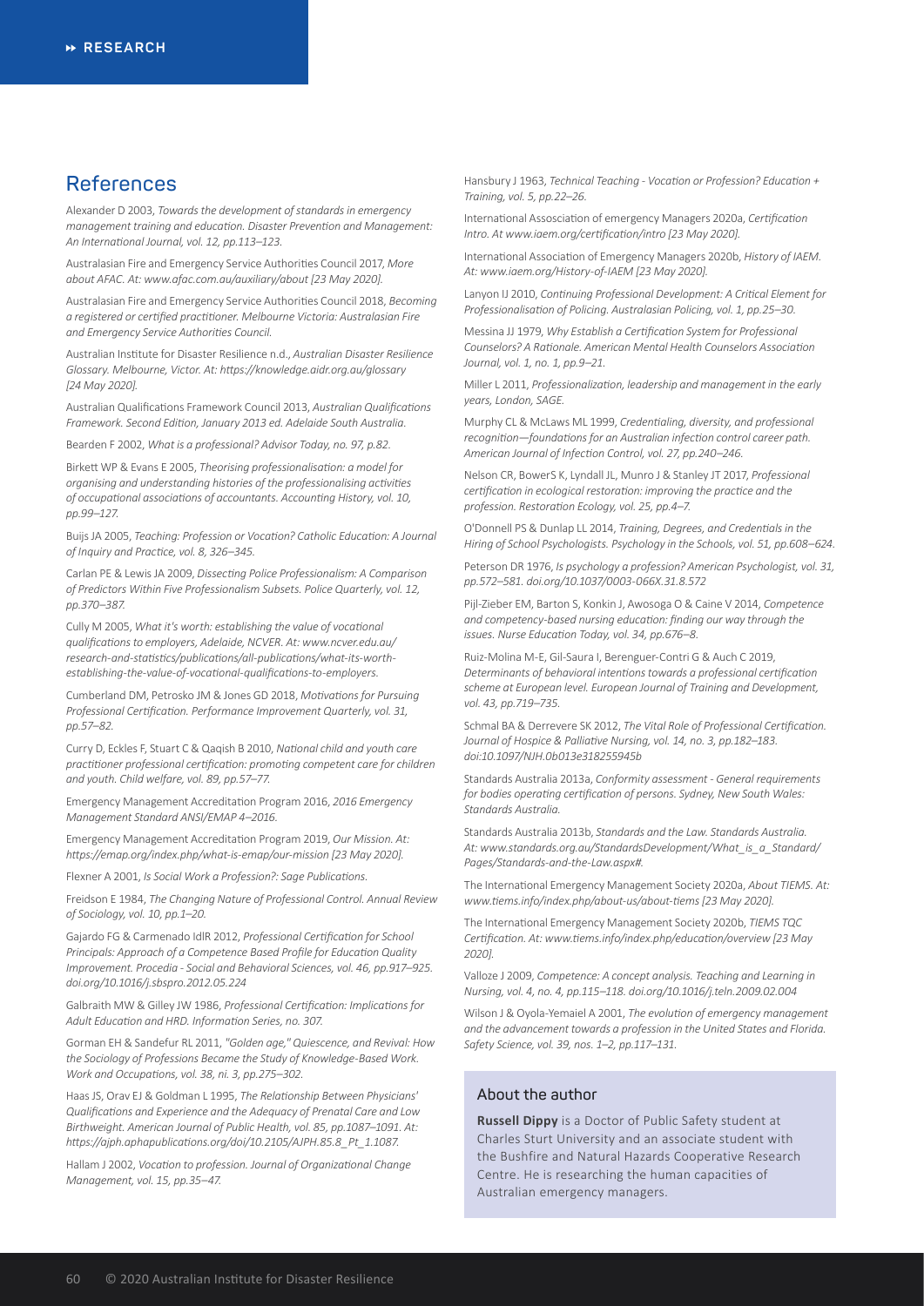## References

Alexander D 2003, *Towards the development of standards in emergency management training and education. Disaster Prevention and Management: An International Journal, vol. 12, pp.113–123.*

Australasian Fire and Emergency Service Authorities Council 2017, *More about AFAC. At: www.afac.com.au/auxiliary/about [23 May 2020].*

Australasian Fire and Emergency Service Authorities Council 2018, *Becoming a registered or certified practitioner. Melbourne Victoria: Australasian Fire and Emergency Service Authorities Council.*

Australian Institute for Disaster Resilience n.d., *Australian Disaster Resilience Glossary. Melbourne, Victor. At: https://knowledge.aidr.org.au/glossary [24 May 2020].*

Australian Qualifications Framework Council 2013, *Australian Qualifications Framework. Second Edition, January 2013 ed. Adelaide South Australia.*

Bearden F 2002, *What is a professional? Advisor Today, no. 97, p.82.*

Birkett WP & Evans E 2005, *Theorising professionalisation: a model for organising and understanding histories of the professionalising activities of occupational associations of accountants. Accounting History, vol. 10, pp.99–127.*

Buijs JA 2005, *Teaching: Profession or Vocation? Catholic Education: A Journal of Inquiry and Practice, vol. 8, 326–345.*

Carlan PE & Lewis JA 2009, *Dissecting Police Professionalism: A Comparison of Predictors Within Five Professionalism Subsets. Police Quarterly, vol. 12, pp.370–387.*

Cully M 2005, *What it's worth: establishing the value of vocational qualifications to employers, Adelaide, NCVER. At: www.ncver.edu.au/research-and-statistics/publications/all-publications/what-its-worth-establishing-the-value-of-vocational-qualifications-to-employers.*

Cumberland DM, Petrosko JM & Jones GD 2018, *Motivations for Pursuing Professional Certification. Performance Improvement Quarterly, vol. 31, pp.57–82.*

Curry D, Eckles F, Stuart C & Qaqish B 2010, *National child and youth care practitioner professional certification: promoting competent care for children and youth. Child welfare, vol. 89, pp.57–77.*

Emergency Management Accreditation Program 2016, *2016 Emergency Management Standard ANSI/EMAP 4–2016.*

Emergency Management Accreditation Program 2019, *Our Mission. At: https://emap.org/index.php/what-is-emap/our-mission [23 May 2020].*

Flexner A 2001, *Is Social Work a Profession?: Sage Publications.*

Freidson E 1984, *The Changing Nature of Professional Control. Annual Review of Sociology, vol. 10, pp.1–20.*

Gajardo FG & Carmenado IdlR 2012, *Professional Certification for School Principals: Approach of a Competence Based Profile for Education Quality Improvement. Procedia - Social and Behavioral Sciences, vol. 46, pp.917–925. doi.org/10.1016/j.sbspro.2012.05.224*

Galbraith MW & Gilley JW 1986, *Professional Certification: Implications for Adult Education and HRD. Information Series, no. 307.*

Gorman EH & Sandefur RL 2011, *"Golden age," Quiescence, and Revival: How the Sociology of Professions Became the Study of Knowledge-Based Work. Work and Occupations, vol. 38, ni. 3, pp.275–302.*

Haas JS, Orav EJ & Goldman L 1995, *The Relationship Between Physicians' Qualifications and Experience and the Adequacy of Prenatal Care and Low Birthweight. American Journal of Public Health, vol. 85, pp.1087–1091. At: https://ajph.aphapublications.org/doi/10.2105/AJPH.85.8_Pt_1.1087.*

Hallam J 2002, *Vocation to profession. Journal of Organizational Change Management, vol. 15, pp.35–47.*

Hansbury J 1963, *Technical Teaching - Vocation or Profession? Education + Training, vol. 5, pp.22–26.*

International Assosciation of emergency Managers 2020a, *Certification Intro. At www.iaem.org/certification/intro [23 May 2020].*

International Association of Emergency Managers 2020b, *History of IAEM. At: www.iaem.org/History-of-IAEM [23 May 2020].*

Lanyon IJ 2010, *Continuing Professional Development: A Critical Element for Professionalisation of Policing. Australasian Policing, vol. 1, pp.25–30.*

Messina JJ 1979, *Why Establish a Certification System for Professional Counselors? A Rationale. American Mental Health Counselors Association Journal, vol. 1, no. 1, pp.9–21.*

Miller L 2011, *Professionalization, leadership and management in the early years, London, SAGE.*

Murphy CL & McLaws ML 1999, *Credentialing, diversity, and professional recognition—foundations for an Australian infection control career path. American Journal of Infection Control, vol. 27, pp.240–246.*

Nelson CR, BowerS K, Lyndall JL, Munro J & Stanley JT 2017, *Professional certification in ecological restoration: improving the practice and the profession. Restoration Ecology, vol. 25, pp.4–7.*

O'Donnell PS & Dunlap LL 2014, *Training, Degrees, and Credentials in the Hiring of School Psychologists. Psychology in the Schools, vol. 51, pp.608–624.*

Peterson DR 1976, *Is psychology a profession? American Psychologist, vol. 31, pp.572–581. doi.org/10.1037/0003-066X.31.8.572*

Pijl-Zieber EM, Barton S, Konkin J, Awosoga O & Caine V 2014, *Competence and competency-based nursing education: finding our way through the issues. Nurse Education Today, vol. 34, pp.676–8.*

Ruiz-Molina M-E, Gil-Saura I, Berenguer-Contri G & Auch C 2019, *Determinants of behavioral intentions towards a professional certification scheme at European level. European Journal of Training and Development, vol. 43, pp.719–735.*

Schmal BA & Derrevere SK 2012, *The Vital Role of Professional Certification. Journal of Hospice & Palliative Nursing, vol. 14, no. 3, pp.182–183. doi:10.1097/NJH.0b013e318255945b*

Standards Australia 2013a, *Conformity assessment - General requirements for bodies operating certification of persons. Sydney, New South Wales: Standards Australia.*

Standards Australia 2013b, *Standards and the Law. Standards Australia. At: www.standards.org.au/StandardsDevelopment/What_is_a_Standard/Pages/Standards-and-the-Law.aspx#.*

The International Emergency Management Society 2020a, *About TIEMS. At: www.tiems.info/index.php/about-us/about-tiems [23 May 2020].*

The International Emergency Management Society 2020b, *TIEMS TQC Certification. At: www.tiems.info/index.php/education/overview [23 May 2020].*

Valloze J 2009, *Competence: A concept analysis. Teaching and Learning in Nursing, vol. 4, no. 4, pp.115–118. doi.org/10.1016/j.teln.2009.02.004*

Wilson J & Oyola-Yemaiel A 2001, *The evolution of emergency management and the advancement towards a profession in the United States and Florida. Safety Science, vol. 39, nos. 1–2, pp.117–131.*

### About the author

**Russell Dippy** is a Doctor of Public Safety student at Charles Sturt University and an associate student with the Bushfire and Natural Hazards Cooperative Research Centre. He is researching the human capacities of Australian emergency managers.